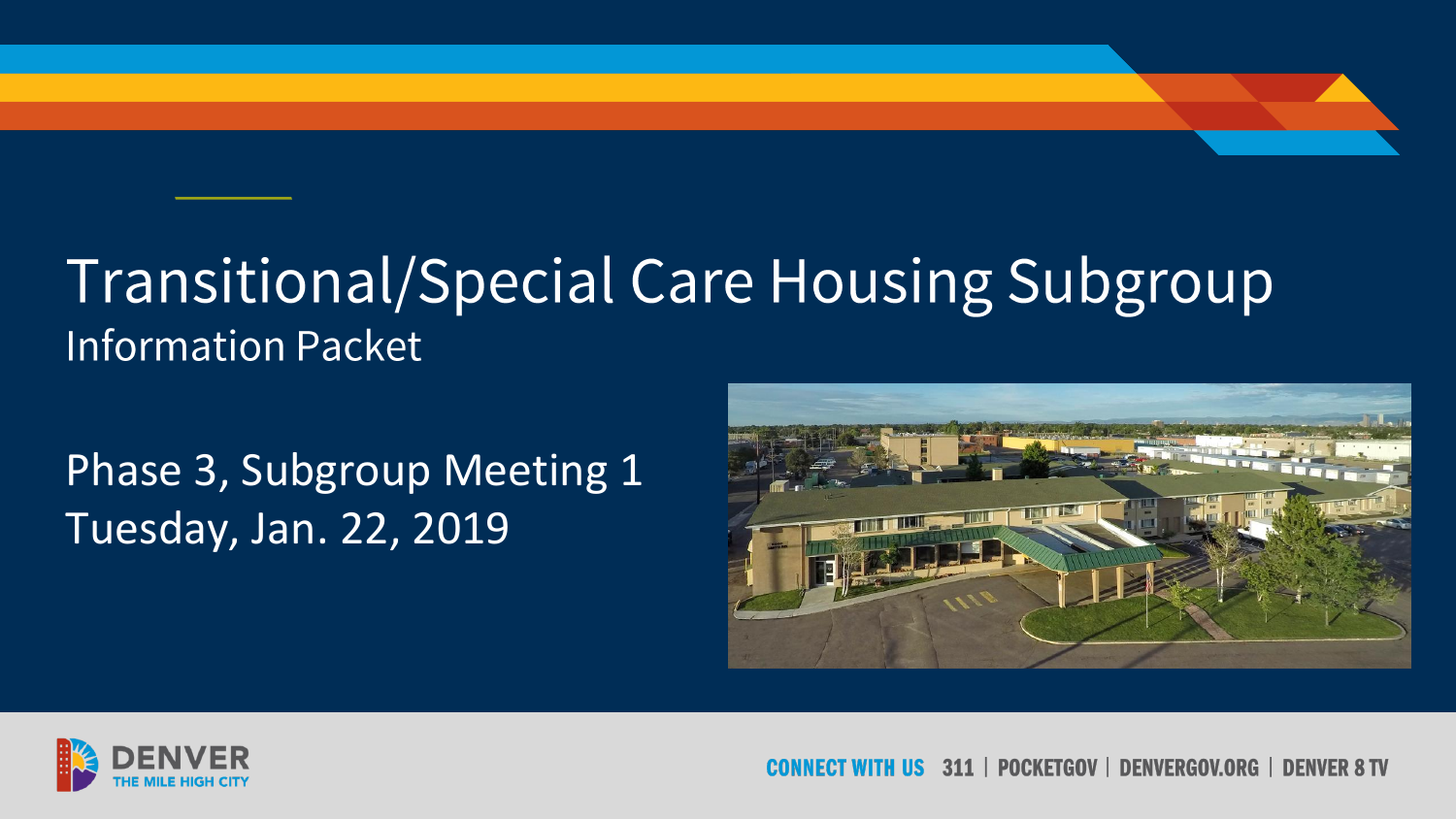# Transitional/Special Care Housing Subgroup

Information Packet

Phase 3, Subgroup Meeting 1
Tuesday, Jan. 22, 2019

DENVER
THE MILE HIGH CITY

CONNECT WITH US 311 | POCKETGOV | DENVERGOV.ORG | DENVER 8 TV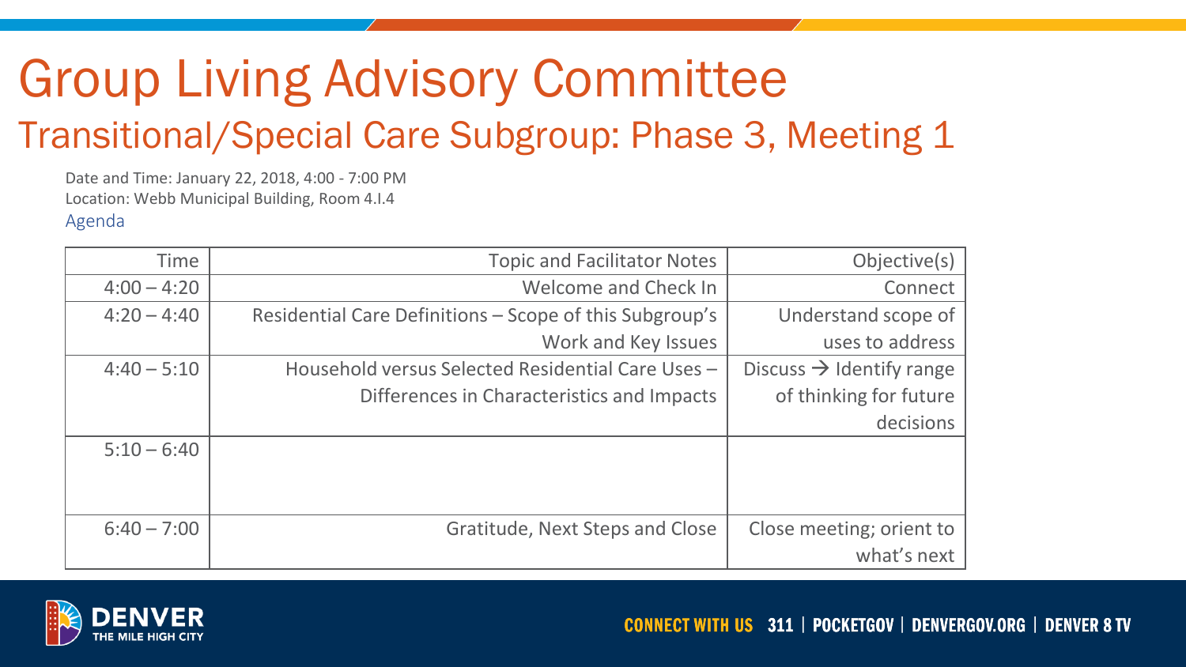# Group Living Advisory Committee

## Transitional/Special Care Subgroup: Phase 3, Meeting 1

Date and Time: January 22, 2018, 4:00 - 7:00 PM
Location: Webb Municipal Building, Room 4.I.4

Agenda

| Time | Topic and Facilitator Notes | Objective(s) |
|---|---|---|
| 4:00 – 4:20 | Welcome and Check In | Connect |
| 4:20 – 4:40 | Residential Care Definitions – Scope of this Subgroup's Work and Key Issues | Understand scope of uses to address |
| 4:40 – 5:10 | Household versus Selected Residential Care Uses – Differences in Characteristics and Impacts | Discuss → Identify range of thinking for future decisions |
| 5:10 – 6:40 | | |
| 6:40 – 7:00 | Gratitude, Next Steps and Close | Close meeting; orient to what's next |

CONNECT WITH US 311 | POCKETGOV | DENVERGOV.ORG | DENVER 8 TV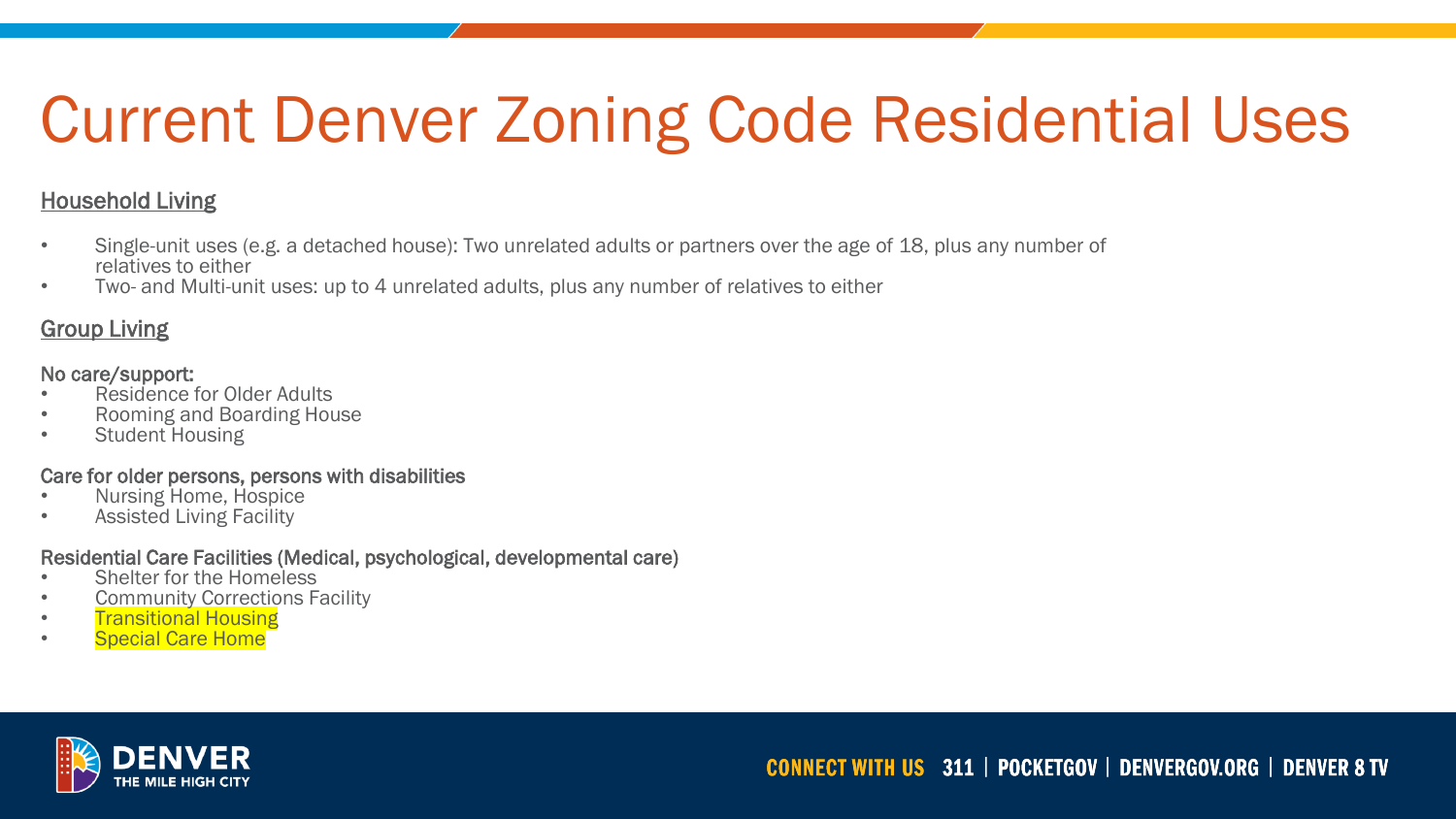# Current Denver Zoning Code Residential Uses

## Household Living

- Single-unit uses (e.g. a detached house): Two unrelated adults or partners over the age of 18, plus any number of relatives to either
- Two- and Multi-unit uses: up to 4 unrelated adults, plus any number of relatives to either

## Group Living

**No care/support:**

- Residence for Older Adults
- Rooming and Boarding House
- Student Housing

**Care for older persons, persons with disabilities**

- Nursing Home, Hospice
- Assisted Living Facility

**Residential Care Facilities (Medical, psychological, developmental care)**

- Shelter for the Homeless
- Community Corrections Facility
- Transitional Housing
- Special Care Home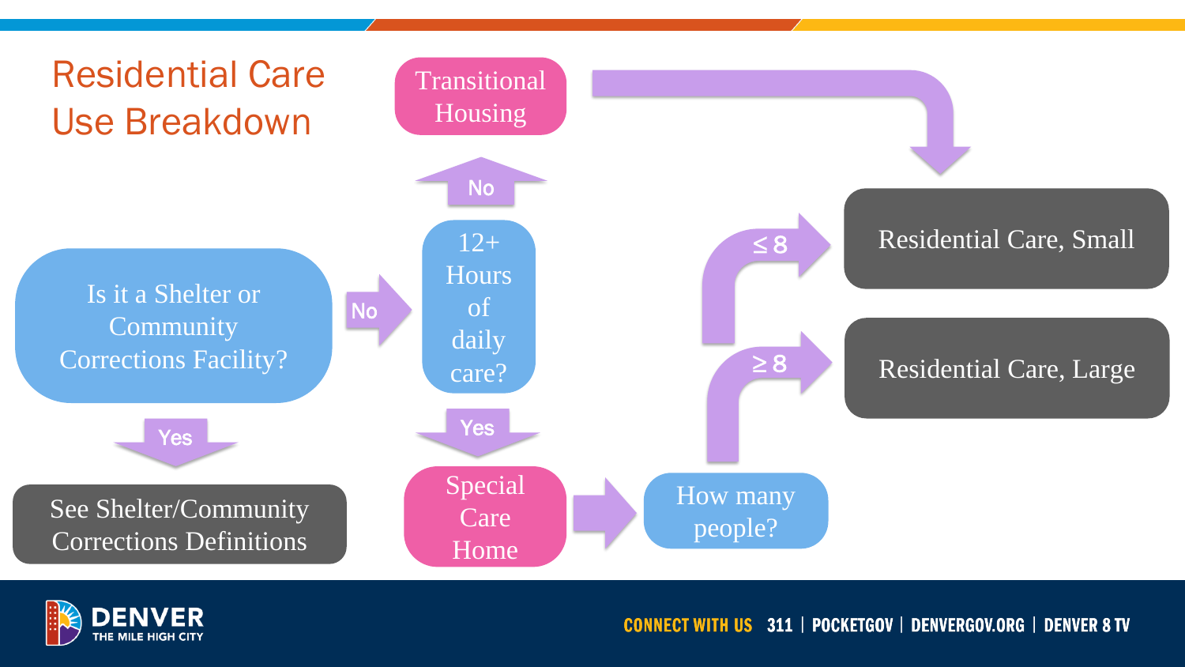# Residential Care Use Breakdown

- **Is it a Shelter or Community Corrections Facility?**
  - **Yes** → See Shelter/Community Corrections Definitions
  - **No** → **12+ Hours of daily care?**
    - **No** → Transitional Housing → Residential Care, Small
    - **Yes** → Special Care Home → **How many people?**
      - **≤ 8** → Residential Care, Small
      - **≥ 8** → Residential Care, Large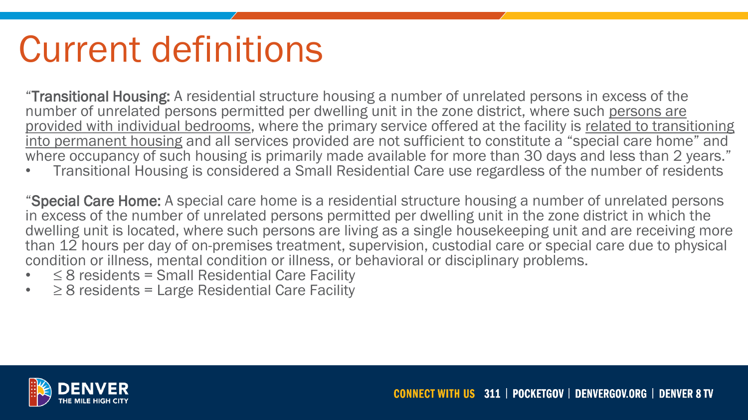# Current definitions

"**Transitional Housing:** A residential structure housing a number of unrelated persons in excess of the number of unrelated persons permitted per dwelling unit in the zone district, where such <u>persons are provided with individual bedrooms</u>, where the primary service offered at the facility is <u>related to transitioning into permanent housing</u> and all services provided are not sufficient to constitute a "special care home" and where occupancy of such housing is primarily made available for more than 30 days and less than 2 years."

- Transitional Housing is considered a Small Residential Care use regardless of the number of residents

"**Special Care Home:** A special care home is a residential structure housing a number of unrelated persons in excess of the number of unrelated persons permitted per dwelling unit in the zone district in which the dwelling unit is located, where such persons are living as a single housekeeping unit and are receiving more than 12 hours per day of on-premises treatment, supervision, custodial care or special care due to physical condition or illness, mental condition or illness, or behavioral or disciplinary problems.

- $\leq$ 8 residents = Small Residential Care Facility
- $\geq$ 8 residents = Large Residential Care Facility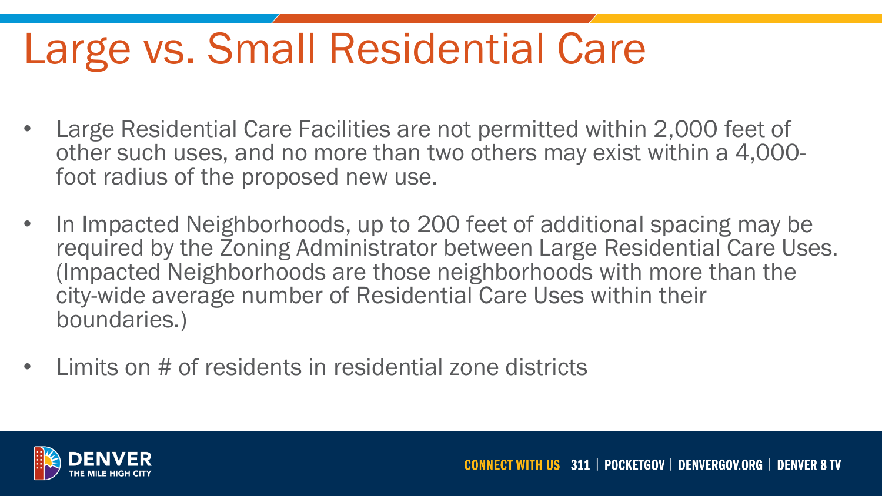# Large vs. Small Residential Care

- Large Residential Care Facilities are not permitted within 2,000 feet of other such uses, and no more than two others may exist within a 4,000-foot radius of the proposed new use.
- In Impacted Neighborhoods, up to 200 feet of additional spacing may be required by the Zoning Administrator between Large Residential Care Uses. (Impacted Neighborhoods are those neighborhoods with more than the city-wide average number of Residential Care Uses within their boundaries.)
- Limits on # of residents in residential zone districts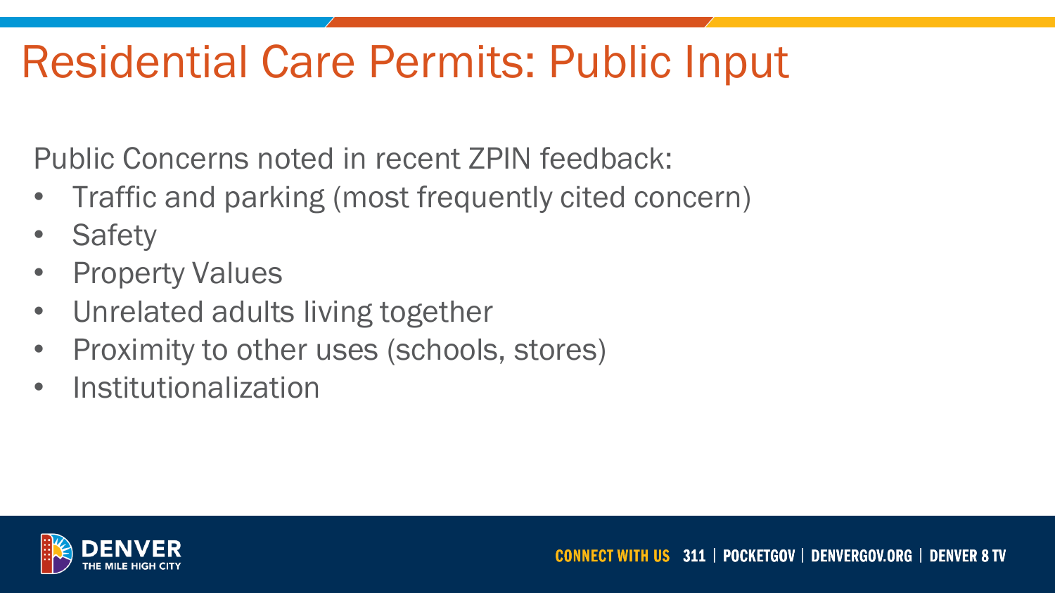# Residential Care Permits: Public Input

Public Concerns noted in recent ZPIN feedback:

- Traffic and parking (most frequently cited concern)
- Safety
- Property Values
- Unrelated adults living together
- Proximity to other uses (schools, stores)
- Institutionalization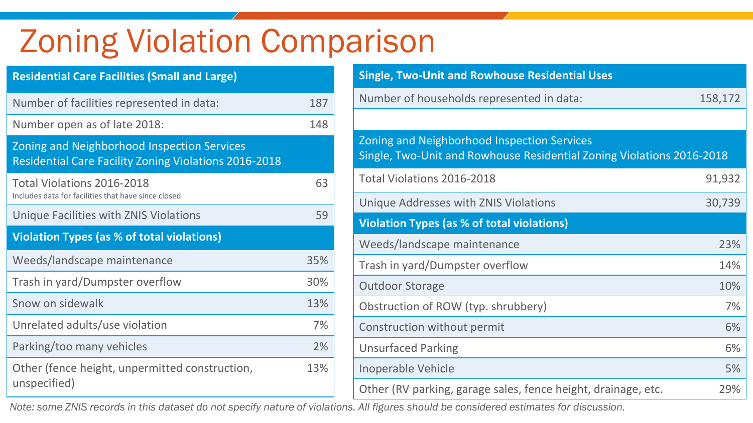# Zoning Violation Comparison

| Residential Care Facilities (Small and Large) | |
|---|---|
| Number of facilities represented in data: | 187 |
| Number open as of late 2018: | 148 |
| **Zoning and Neighborhood Inspection Services Residential Care Facility Zoning Violations 2016-2018** | |
| Total Violations 2016-2018<br>Includes data for facilities that have since closed | 63 |
| Unique Facilities with ZNIS Violations | 59 |
| **Violation Types (as % of total violations)** | |
| Weeds/landscape maintenance | 35% |
| Trash in yard/Dumpster overflow | 30% |
| Snow on sidewalk | 13% |
| Unrelated adults/use violation | 7% |
| Parking/too many vehicles | 2% |
| Other (fence height, unpermitted construction, unspecified) | 13% |

| Single, Two-Unit and Rowhouse Residential Uses | |
|---|---|
| Number of households represented in data: | 158,172 |
| | |
| **Zoning and Neighborhood Inspection Services Single, Two-Unit and Rowhouse Residential Zoning Violations 2016-2018** | |
| Total Violations 2016-2018 | 91,932 |
| Unique Addresses with ZNIS Violations | 30,739 |
| **Violation Types (as % of total violations)** | |
| Weeds/landscape maintenance | 23% |
| Trash in yard/Dumpster overflow | 14% |
| Outdoor Storage | 10% |
| Obstruction of ROW (typ. shrubbery) | 7% |
| Construction without permit | 6% |
| Unsurfaced Parking | 6% |
| Inoperable Vehicle | 5% |
| Other (RV parking, garage sales, fence height, drainage, etc. | 29% |

*Note: some ZNIS records in this dataset do not specify nature of violations. All figures should be considered estimates for discussion.*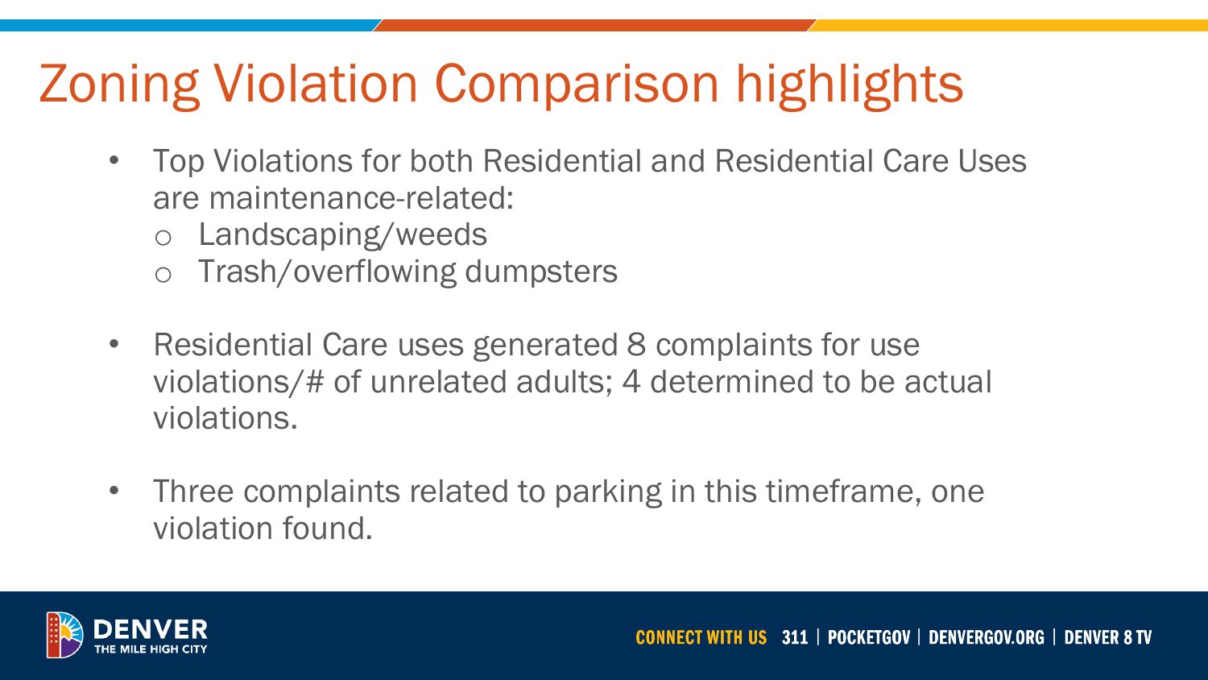# Zoning Violation Comparison highlights

- Top Violations for both Residential and Residential Care Uses are maintenance-related:
  - Landscaping/weeds
  - Trash/overflowing dumpsters
- Residential Care uses generated 8 complaints for use violations/# of unrelated adults; 4 determined to be actual violations.
- Three complaints related to parking in this timeframe, one violation found.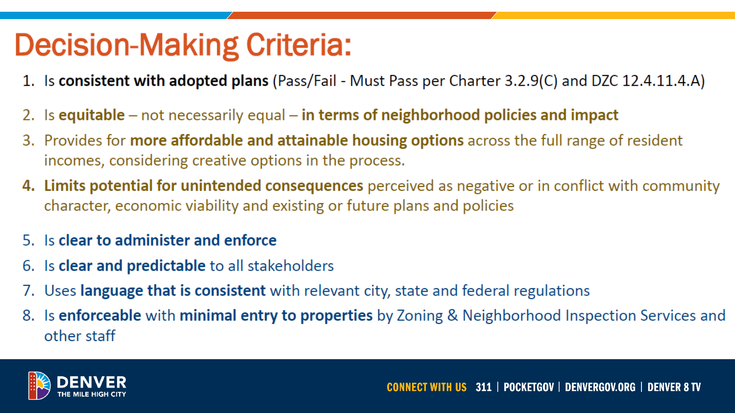# Decision-Making Criteria:

1. Is **consistent with adopted plans** (Pass/Fail - Must Pass per Charter 3.2.9(C) and DZC 12.4.11.4.A)
2. Is **equitable** – not necessarily equal – **in terms of neighborhood policies and impact**
3. Provides for **more affordable and attainable housing options** across the full range of resident incomes, considering creative options in the process.
4. **Limits potential for unintended consequences** perceived as negative or in conflict with community character, economic viability and existing or future plans and policies
5. Is **clear to administer and enforce**
6. Is **clear and predictable** to all stakeholders
7. Uses **language that is consistent** with relevant city, state and federal regulations
8. Is **enforceable** with **minimal entry to properties** by Zoning & Neighborhood Inspection Services and other staff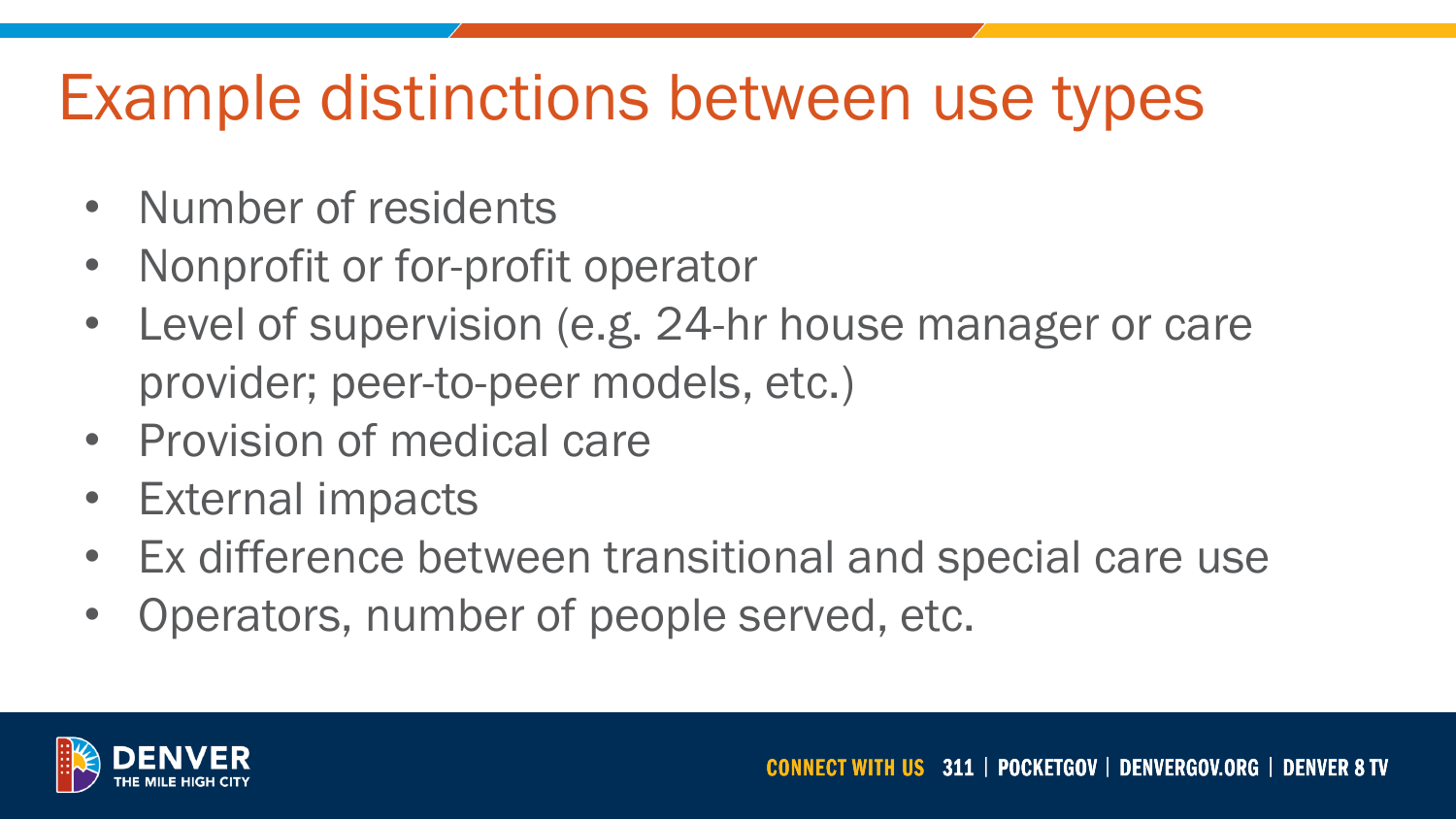# Example distinctions between use types

- Number of residents
- Nonprofit or for-profit operator
- Level of supervision (e.g. 24-hr house manager or care provider; peer-to-peer models, etc.)
- Provision of medical care
- External impacts
- Ex difference between transitional and special care use
- Operators, number of people served, etc.